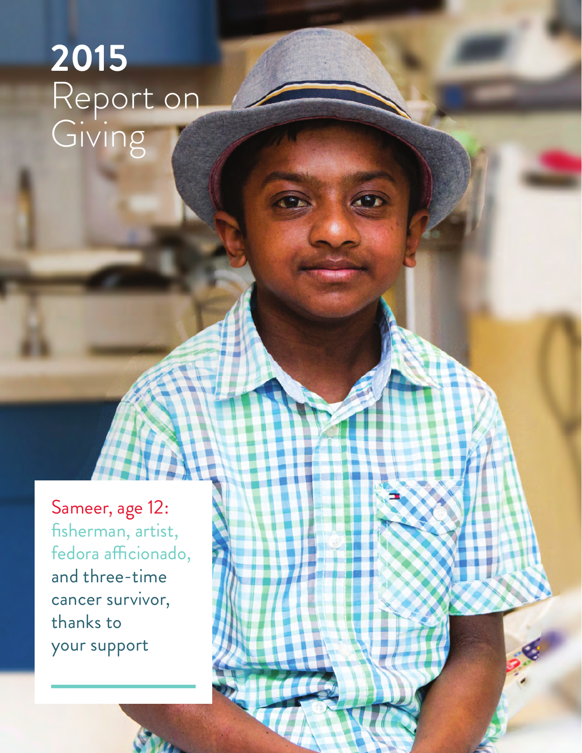# 2015 Report on Giving

Sameer, age 12: fisherman, artist, fedora afficionado, and three-time cancer survivor, thanks to your support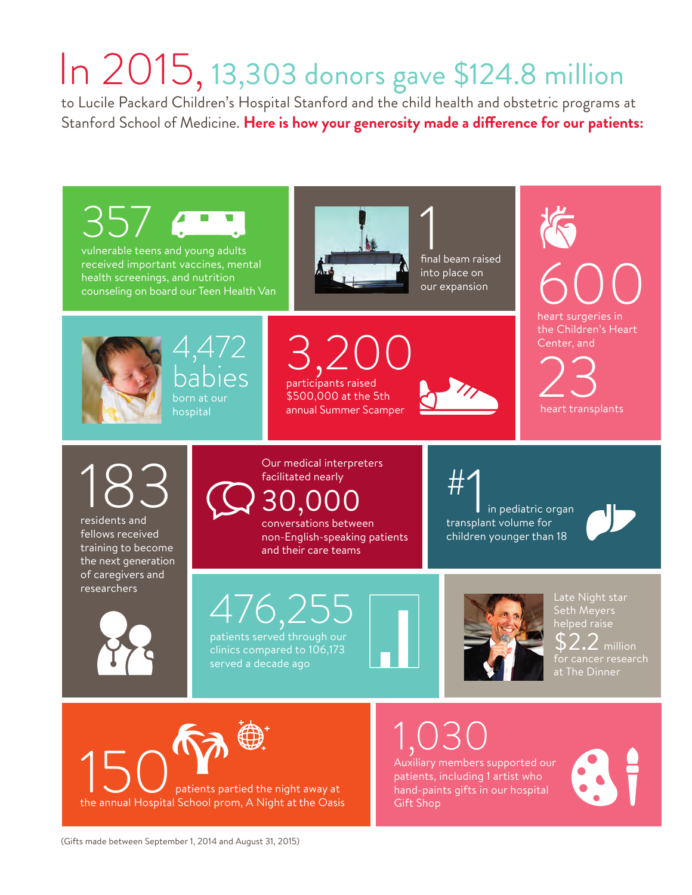# In 2015, 13,303 donors gave $124.8 million

to Lucile Packard Children's Hospital Stanford and the child health and obstetric programs at Stanford School of Medicine. **Here is how your generosity made a difference for our patients:**

**357**
vulnerable teens and young adults received important vaccines, mental health screenings, and nutrition counseling on board our Teen Health Van

**1**
final beam raised into place on our expansion

**600**
heart surgeries in the Children's Heart Center, and

**23**
heart transplants

**4,472 babies**
born at our hospital

**3,200**
participants raised $500,000 at the 5th annual Summer Scamper

**183**
residents and fellows received training to become the next generation of caregivers and researchers

Our medical interpreters facilitated nearly

**30,000**
conversations between non-English-speaking patients and their care teams

**#1**
in pediatric organ transplant volume for children younger than 18

**476,255**
patients served through our clinics compared to 106,173 served a decade ago

Late Night star Seth Meyers helped raise

**$2.2 million**
for cancer research at The Dinner

**150**
patients partied the night away at the annual Hospital School prom, A Night at the Oasis

**1,030**
Auxiliary members supported our patients, including 1 artist who hand-paints gifts in our hospital Gift Shop

(Gifts made between September 1, 2014 and August 31, 2015)